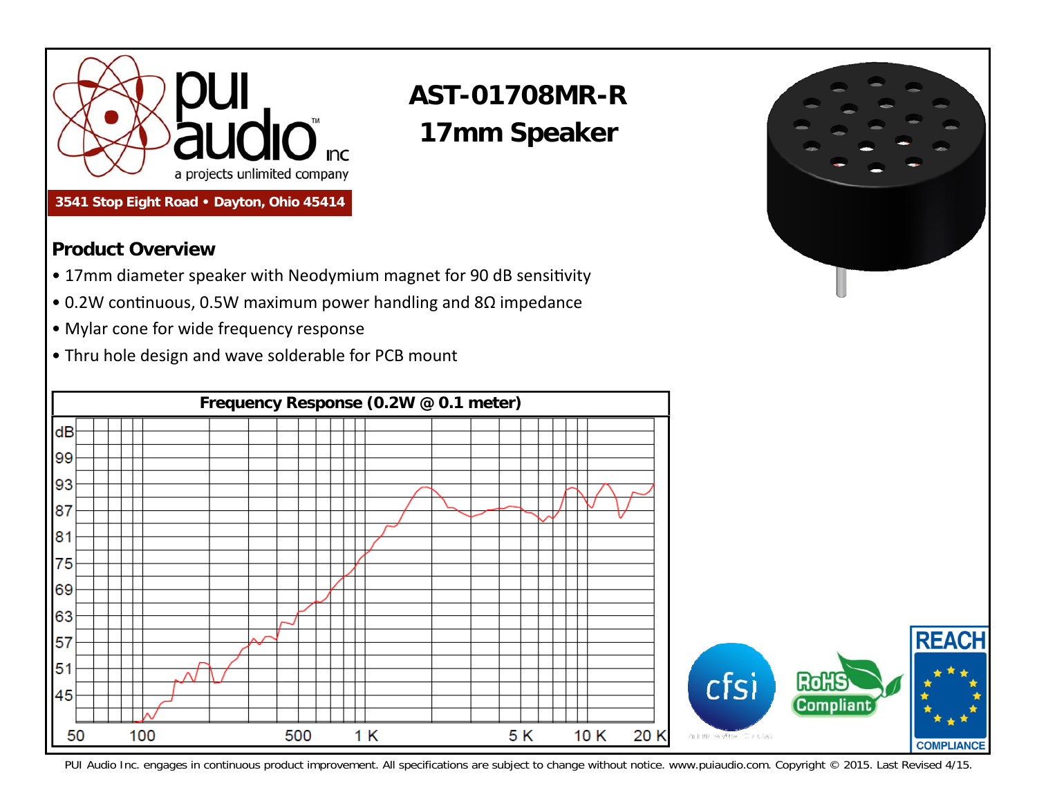# AST-01708MR-R
## 17mm Speaker

3541 Stop Eight Road • Dayton, Ohio 45414

## Product Overview

- 17mm diameter speaker with Neodymium magnet for 90 dB sensitivity
- 0.2W continuous, 0.5W maximum power handling and 8Ω impedance
- Mylar cone for wide frequency response
- Thru hole design and wave solderable for PCB mount

**Frequency Response (0.2W @ 0.1 meter)**

dB: 99, 93, 87, 81, 75, 69, 63, 57, 51, 45

Frequency: 50, 100, 500, 1 K, 5 K, 10 K, 20 K

PUI Audio Inc. engages in continuous product improvement. All specifications are subject to change without notice. www.puiaudio.com. Copyright © 2015. Last Revised 4/15.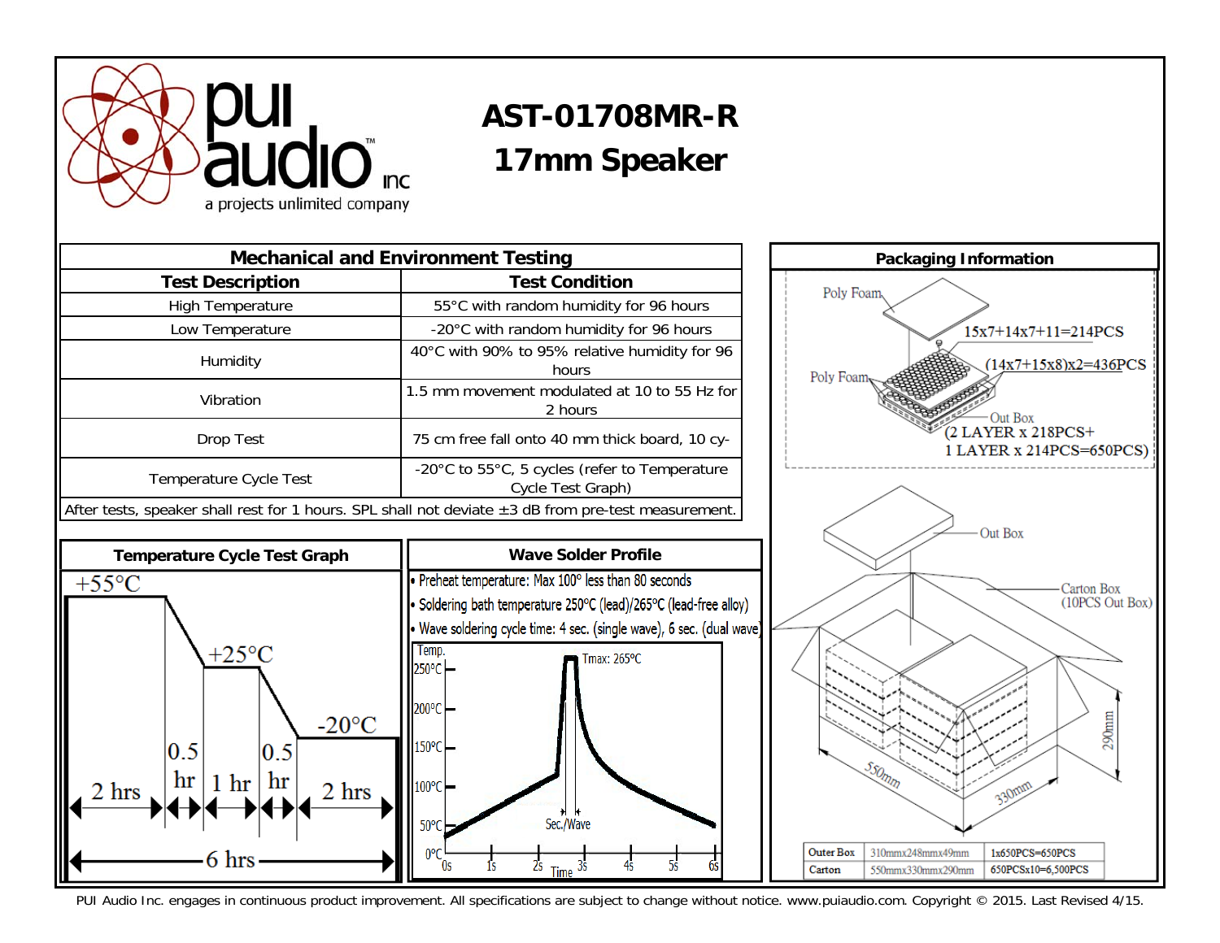# AST-01708MR-R

## 17mm Speaker

## Mechanical and Environment Testing

| Test Description | Test Condition |
|---|---|
| High Temperature | 55°C with random humidity for 96 hours |
| Low Temperature | -20°C with random humidity for 96 hours |
| Humidity | 40°C with 90% to 95% relative humidity for 96 hours |
| Vibration | 1.5 mm movement modulated at 10 to 55 Hz for 2 hours |
| Drop Test | 75 cm free fall onto 40 mm thick board, 10 cy- |
| Temperature Cycle Test | -20°C to 55°C, 5 cycles (refer to Temperature Cycle Test Graph) |

After tests, speaker shall rest for 1 hours. SPL shall not deviate ±3 dB from pre-test measurement.

## Temperature Cycle Test Graph

+55°C, +25°C, -20°C

2 hrs, 0.5 hr, 1 hr, 0.5 hr, 2 hrs

6 hrs

## Wave Solder Profile

- Preheat temperature: Max 100° less than 80 seconds
- Soldering bath temperature 250°C (lead)/265°C (lead-free alloy)
- Wave soldering cycle time: 4 sec. (single wave), 6 sec. (dual wave)

Temp. 250°C, 200°C, 150°C, 100°C, 50°C, 0°C

Tmax: 265°C

Sec./Wave

Time: 0s, 15, 25, 35, 45, 55, 65

## Packaging Information

Poly Foam

15x7+14x7+11=214PCS

Poly Foam

(14x7+15x8)x2=436PCS

Out Box (2 LAYER x 218PCS+ 1 LAYER x 214PCS=650PCS)

Out Box

Carton Box (10PCS Out Box)

550mm, 330mm, 290mm

| Outer Box | 310mmx248mmx49mm | 1x650PCS=650PCS |
|---|---|---|
| Carton | 550mmx330mmx290mm | 650PCSx10=6,500PCS |

PUI Audio Inc. engages in continuous product improvement. All specifications are subject to change without notice. www.puiaudio.com. Copyright © 2015. Last Revised 4/15.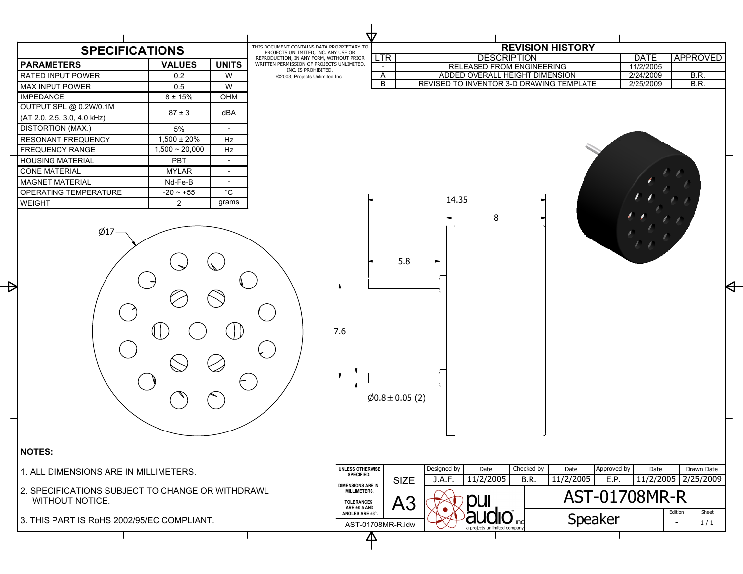## SPECIFICATIONS

| PARAMETERS | VALUES | UNITS |
|---|---|---|
| RATED INPUT POWER | 0.2 | W |
| MAX INPUT POWER | 0.5 | W |
| IMPEDANCE | 8 ± 15% | OHM |
| OUTPUT SPL @ 0.2W/0.1M (AT 2.0, 2.5, 3.0, 4.0 kHz) | 87 ± 3 | dBA |
| DISTORTION (MAX.) | 5% | - |
| RESONANT FREQUENCY | 1,500 ± 20% | Hz |
| FREQUENCY RANGE | 1,500 ~ 20,000 | Hz |
| HOUSING MATERIAL | PBT | - |
| CONE MATERIAL | MYLAR | - |
| MAGNET MATERIAL | Nd-Fe-B | - |
| OPERATING TEMPERATURE | -20 ~ +55 | °C |
| WEIGHT | 2 | grams |

THIS DOCUMENT CONTAINS DATA PROPRIETARY TO PROJECTS UNLIMITED, INC. ANY USE OR REPRODUCTION, IN ANY FORM, WITHOUT PRIOR WRITTEN PERMISSION OF PROJECTS UNLIMITED, INC. IS PROHIBITED.
©2003, Projects Unlimited Inc.

## REVISION HISTORY

| LTR | DESCRIPTION | DATE | APPROVED |
|---|---|---|---|
| - | RELEASED FROM ENGINEERING | 11/2/2005 | |
| A | ADDED OVERALL HEIGHT DIMENSION | 2/24/2009 | B.R. |
| B | REVISED TO INVENTOR 3-D DRAWING TEMPLATE | 2/25/2009 | B.R. |

Ø17

14.35

8

5.8

7.6

Ø0.8 ± 0.05 (2)

**NOTES:**

1. ALL DIMENSIONS ARE IN MILLIMETERS.
2. SPECIFICATIONS SUBJECT TO CHANGE OR WITHDRAWL WITHOUT NOTICE.
3. THIS PART IS RoHS 2002/95/EC COMPLIANT.

| | | | | | | | | |
|---|---|---|---|---|---|---|---|---|
| UNLESS OTHERWISE SPECIFIED: DIMENSIONS ARE IN MILLIMETERS, TOLERANCES ARE ±0.5 AND ANGLES ARE ±3°. | SIZE A3 | Designed by J.A.F. | Date 11/2/2005 | Checked by B.R. | Date 11/2/2005 | Approved by E.P. | Date 11/2/2005 | Drawn Date 2/25/2009 |
| AST-01708MR-R.idw | | pui audio inc a projects unlimited company | | AST-01708MR-R | | Speaker | Edition - | Sheet 1 / 1 |